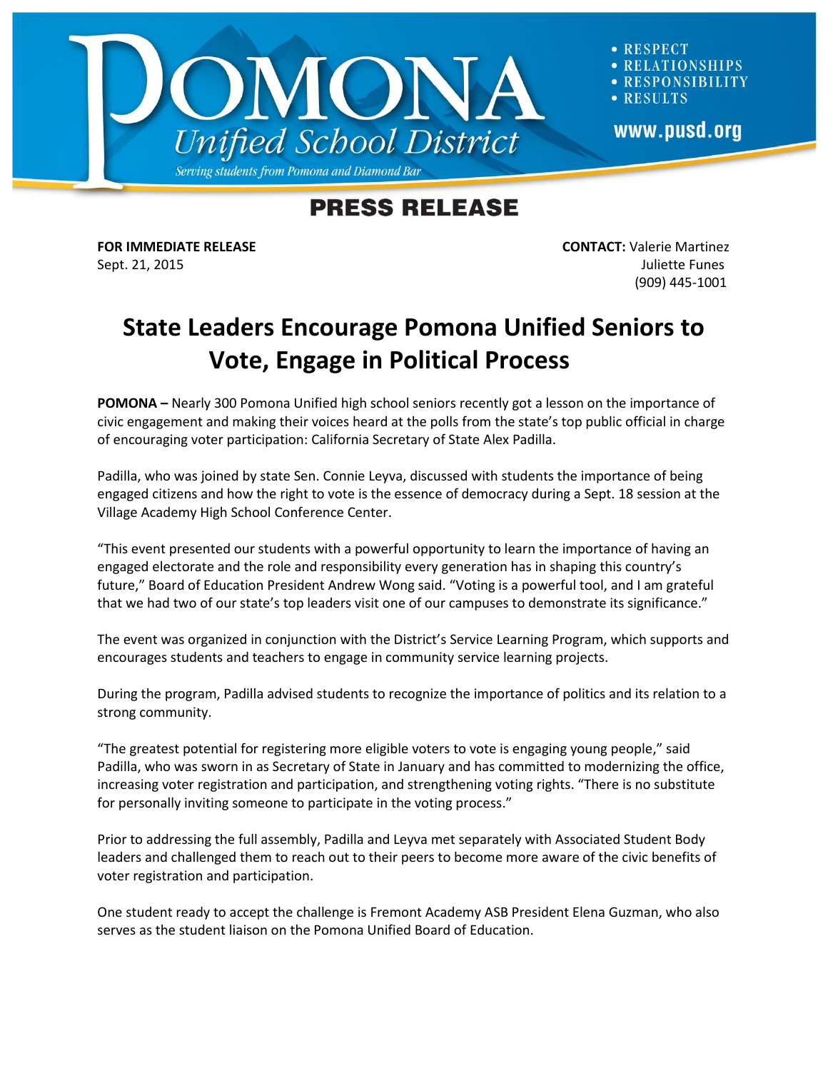# POMONA Unified School District

*Serving students from Pomona and Diamond Bar*

- RESPECT
- RELATIONSHIPS
- RESPONSIBILITY
- RESULTS

www.pusd.org

## PRESS RELEASE

**FOR IMMEDIATE RELEASE**
Sept. 21, 2015

**CONTACT:** Valerie Martinez
Juliette Funes
(909) 445-1001

# State Leaders Encourage Pomona Unified Seniors to Vote, Engage in Political Process

**POMONA –** Nearly 300 Pomona Unified high school seniors recently got a lesson on the importance of civic engagement and making their voices heard at the polls from the state's top public official in charge of encouraging voter participation: California Secretary of State Alex Padilla.

Padilla, who was joined by state Sen. Connie Leyva, discussed with students the importance of being engaged citizens and how the right to vote is the essence of democracy during a Sept. 18 session at the Village Academy High School Conference Center.

"This event presented our students with a powerful opportunity to learn the importance of having an engaged electorate and the role and responsibility every generation has in shaping this country's future," Board of Education President Andrew Wong said. "Voting is a powerful tool, and I am grateful that we had two of our state's top leaders visit one of our campuses to demonstrate its significance."

The event was organized in conjunction with the District's Service Learning Program, which supports and encourages students and teachers to engage in community service learning projects.

During the program, Padilla advised students to recognize the importance of politics and its relation to a strong community.

"The greatest potential for registering more eligible voters to vote is engaging young people," said Padilla, who was sworn in as Secretary of State in January and has committed to modernizing the office, increasing voter registration and participation, and strengthening voting rights. "There is no substitute for personally inviting someone to participate in the voting process."

Prior to addressing the full assembly, Padilla and Leyva met separately with Associated Student Body leaders and challenged them to reach out to their peers to become more aware of the civic benefits of voter registration and participation.

One student ready to accept the challenge is Fremont Academy ASB President Elena Guzman, who also serves as the student liaison on the Pomona Unified Board of Education.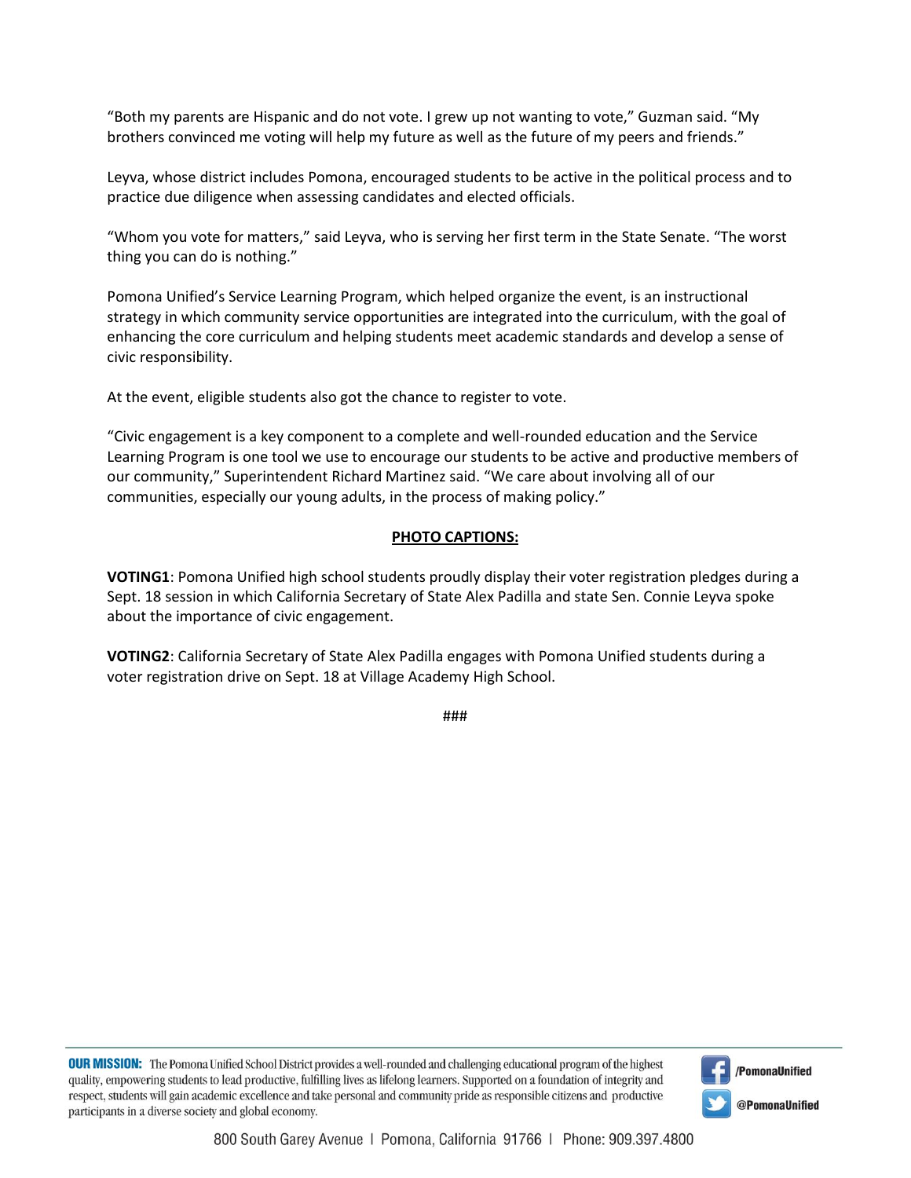"Both my parents are Hispanic and do not vote. I grew up not wanting to vote," Guzman said. "My brothers convinced me voting will help my future as well as the future of my peers and friends."

Leyva, whose district includes Pomona, encouraged students to be active in the political process and to practice due diligence when assessing candidates and elected officials.

"Whom you vote for matters," said Leyva, who is serving her first term in the State Senate. "The worst thing you can do is nothing."

Pomona Unified's Service Learning Program, which helped organize the event, is an instructional strategy in which community service opportunities are integrated into the curriculum, with the goal of enhancing the core curriculum and helping students meet academic standards and develop a sense of civic responsibility.

At the event, eligible students also got the chance to register to vote.

"Civic engagement is a key component to a complete and well-rounded education and the Service Learning Program is one tool we use to encourage our students to be active and productive members of our community," Superintendent Richard Martinez said. "We care about involving all of our communities, especially our young adults, in the process of making policy."

**PHOTO CAPTIONS:**

**VOTING1**: Pomona Unified high school students proudly display their voter registration pledges during a Sept. 18 session in which California Secretary of State Alex Padilla and state Sen. Connie Leyva spoke about the importance of civic engagement.

**VOTING2**: California Secretary of State Alex Padilla engages with Pomona Unified students during a voter registration drive on Sept. 18 at Village Academy High School.

###

**OUR MISSION:** The Pomona Unified School District provides a well-rounded and challenging educational program of the highest quality, empowering students to lead productive, fulfilling lives as lifelong learners. Supported on a foundation of integrity and respect, students will gain academic excellence and take personal and community pride as responsible citizens and productive participants in a diverse society and global economy.

/PomonaUnified

@PomonaUnified

800 South Garey Avenue | Pomona, California 91766 | Phone: 909.397.4800